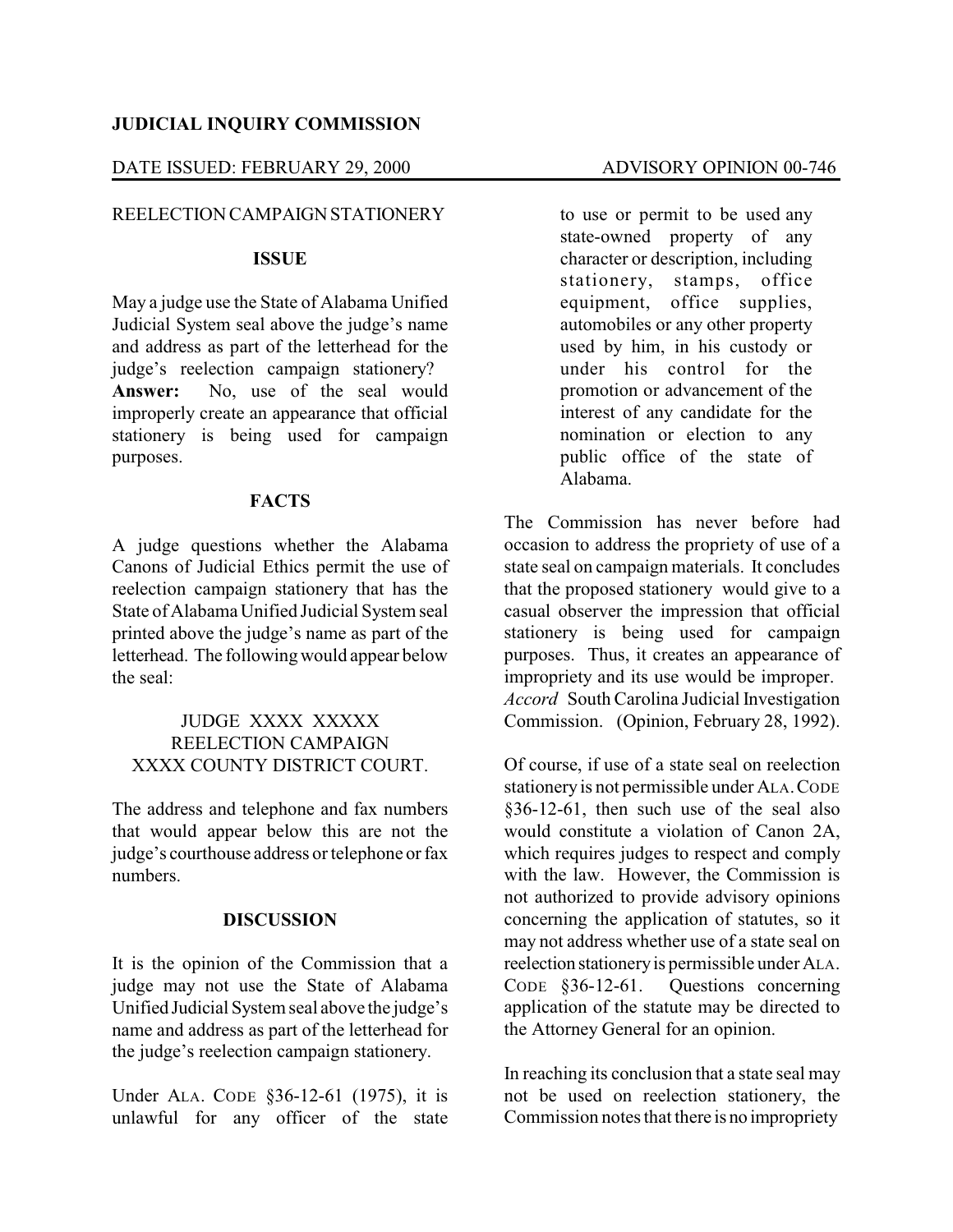**JUDICIAL INQUIRY COMMISSION**

DATE ISSUED: FEBRUARY 29, 2000 ADVISORY OPINION 00-746

REELECTION CAMPAIGN STATIONERY

**ISSUE**

May a judge use the State of Alabama Unified Judicial System seal above the judge's name and address as part of the letterhead for the judge's reelection campaign stationery? **Answer:** No, use of the seal would improperly create an appearance that official stationery is being used for campaign purposes.

**FACTS**

A judge questions whether the Alabama Canons of Judicial Ethics permit the use of reelection campaign stationery that has the State of Alabama Unified Judicial System seal printed above the judge's name as part of the letterhead. The following would appear below the seal:

> JUDGE XXXX XXXXX
> REELECTION CAMPAIGN
> XXXX COUNTY DISTRICT COURT.

The address and telephone and fax numbers that would appear below this are not the judge's courthouse address or telephone or fax numbers.

**DISCUSSION**

It is the opinion of the Commission that a judge may not use the State of Alabama Unified Judicial System seal above the judge's name and address as part of the letterhead for the judge's reelection campaign stationery.

Under ALA. CODE §36-12-61 (1975), it is unlawful for any officer of the state

> to use or permit to be used any state-owned property of any character or description, including stationery, stamps, office equipment, office supplies, automobiles or any other property used by him, in his custody or under his control for the promotion or advancement of the interest of any candidate for the nomination or election to any public office of the state of Alabama.

The Commission has never before had occasion to address the propriety of use of a state seal on campaign materials. It concludes that the proposed stationery would give to a casual observer the impression that official stationery is being used for campaign purposes. Thus, it creates an appearance of impropriety and its use would be improper. *Accord* South Carolina Judicial Investigation Commission. (Opinion, February 28, 1992).

Of course, if use of a state seal on reelection stationery is not permissible under ALA. CODE §36-12-61, then such use of the seal also would constitute a violation of Canon 2A, which requires judges to respect and comply with the law. However, the Commission is not authorized to provide advisory opinions concerning the application of statutes, so it may not address whether use of a state seal on reelection stationery is permissible under ALA. CODE §36-12-61. Questions concerning application of the statute may be directed to the Attorney General for an opinion.

In reaching its conclusion that a state seal may not be used on reelection stationery, the Commission notes that there is no impropriety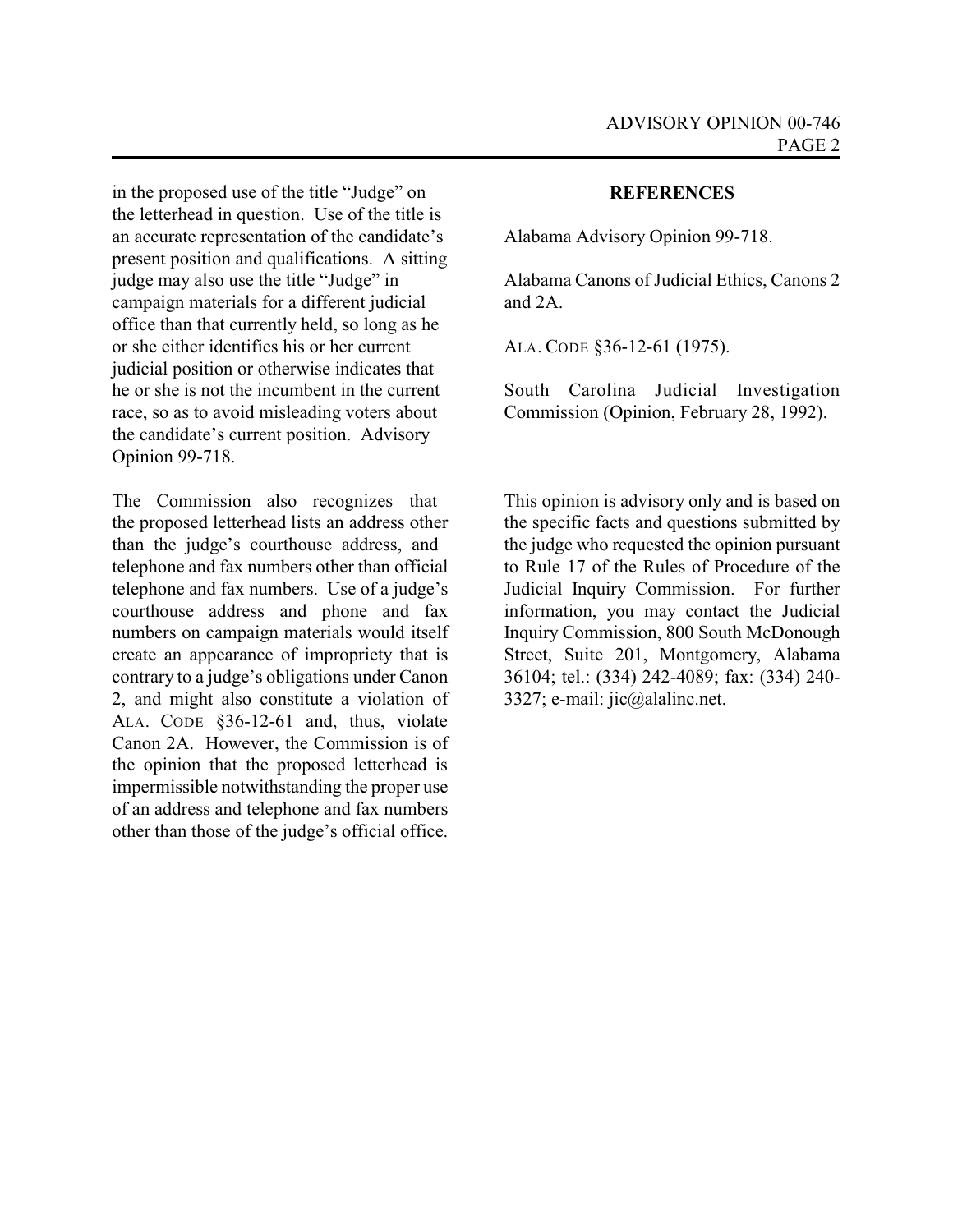in the proposed use of the title "Judge" on the letterhead in question. Use of the title is an accurate representation of the candidate's present position and qualifications. A sitting judge may also use the title "Judge" in campaign materials for a different judicial office than that currently held, so long as he or she either identifies his or her current judicial position or otherwise indicates that he or she is not the incumbent in the current race, so as to avoid misleading voters about the candidate's current position. Advisory Opinion 99-718.

The Commission also recognizes that the proposed letterhead lists an address other than the judge's courthouse address, and telephone and fax numbers other than official telephone and fax numbers. Use of a judge's courthouse address and phone and fax numbers on campaign materials would itself create an appearance of impropriety that is contrary to a judge's obligations under Canon 2, and might also constitute a violation of ALA. CODE §36-12-61 and, thus, violate Canon 2A. However, the Commission is of the opinion that the proposed letterhead is impermissible notwithstanding the proper use of an address and telephone and fax numbers other than those of the judge's official office.

## REFERENCES

Alabama Advisory Opinion 99-718.

Alabama Canons of Judicial Ethics, Canons 2 and 2A.

ALA. CODE §36-12-61 (1975).

South Carolina Judicial Investigation Commission (Opinion, February 28, 1992).

---

This opinion is advisory only and is based on the specific facts and questions submitted by the judge who requested the opinion pursuant to Rule 17 of the Rules of Procedure of the Judicial Inquiry Commission. For further information, you may contact the Judicial Inquiry Commission, 800 South McDonough Street, Suite 201, Montgomery, Alabama 36104; tel.: (334) 242-4089; fax: (334) 240-3327; e-mail: jic@alalinc.net.